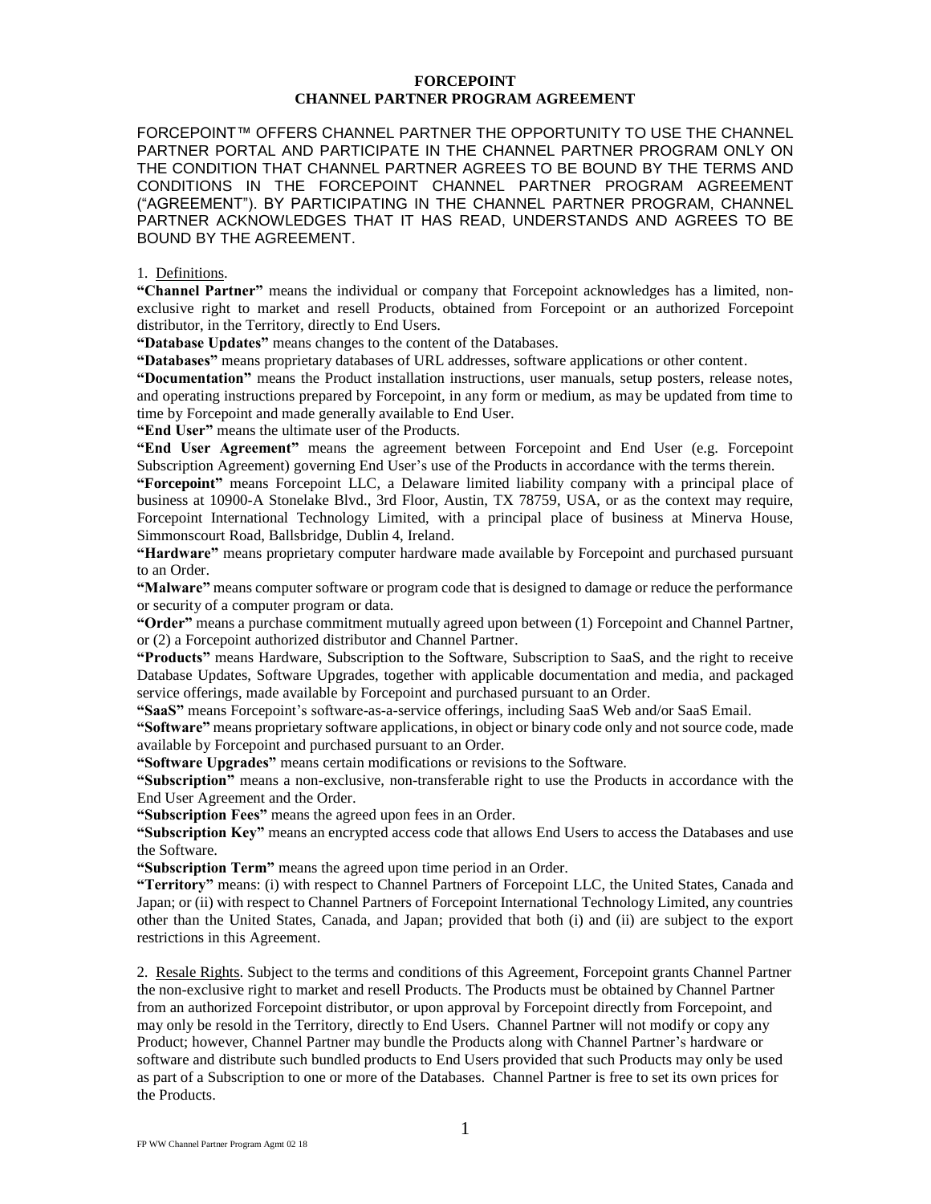# FORCEPOINT
## CHANNEL PARTNER PROGRAM AGREEMENT

FORCEPOINT™ OFFERS CHANNEL PARTNER THE OPPORTUNITY TO USE THE CHANNEL PARTNER PORTAL AND PARTICIPATE IN THE CHANNEL PARTNER PROGRAM ONLY ON THE CONDITION THAT CHANNEL PARTNER AGREES TO BE BOUND BY THE TERMS AND CONDITIONS IN THE FORCEPOINT CHANNEL PARTNER PROGRAM AGREEMENT ("AGREEMENT"). BY PARTICIPATING IN THE CHANNEL PARTNER PROGRAM, CHANNEL PARTNER ACKNOWLEDGES THAT IT HAS READ, UNDERSTANDS AND AGREES TO BE BOUND BY THE AGREEMENT.

1. Definitions.

**"Channel Partner"** means the individual or company that Forcepoint acknowledges has a limited, non-exclusive right to market and resell Products, obtained from Forcepoint or an authorized Forcepoint distributor, in the Territory, directly to End Users.

**"Database Updates"** means changes to the content of the Databases.

**"Databases"** means proprietary databases of URL addresses, software applications or other content.

**"Documentation"** means the Product installation instructions, user manuals, setup posters, release notes, and operating instructions prepared by Forcepoint, in any form or medium, as may be updated from time to time by Forcepoint and made generally available to End User.

**"End User"** means the ultimate user of the Products.

**"End User Agreement"** means the agreement between Forcepoint and End User (e.g. Forcepoint Subscription Agreement) governing End User's use of the Products in accordance with the terms therein.

**"Forcepoint"** means Forcepoint LLC, a Delaware limited liability company with a principal place of business at 10900-A Stonelake Blvd., 3rd Floor, Austin, TX 78759, USA, or as the context may require, Forcepoint International Technology Limited, with a principal place of business at Minerva House, Simmonscourt Road, Ballsbridge, Dublin 4, Ireland.

**"Hardware"** means proprietary computer hardware made available by Forcepoint and purchased pursuant to an Order.

**"Malware"** means computer software or program code that is designed to damage or reduce the performance or security of a computer program or data.

**"Order"** means a purchase commitment mutually agreed upon between (1) Forcepoint and Channel Partner, or (2) a Forcepoint authorized distributor and Channel Partner.

**"Products"** means Hardware, Subscription to the Software, Subscription to SaaS, and the right to receive Database Updates, Software Upgrades, together with applicable documentation and media, and packaged service offerings, made available by Forcepoint and purchased pursuant to an Order.

**"SaaS"** means Forcepoint's software-as-a-service offerings, including SaaS Web and/or SaaS Email.

**"Software"** means proprietary software applications, in object or binary code only and not source code, made available by Forcepoint and purchased pursuant to an Order.

**"Software Upgrades"** means certain modifications or revisions to the Software.

**"Subscription"** means a non-exclusive, non-transferable right to use the Products in accordance with the End User Agreement and the Order.

**"Subscription Fees"** means the agreed upon fees in an Order.

**"Subscription Key"** means an encrypted access code that allows End Users to access the Databases and use the Software.

**"Subscription Term"** means the agreed upon time period in an Order.

**"Territory"** means: (i) with respect to Channel Partners of Forcepoint LLC, the United States, Canada and Japan; or (ii) with respect to Channel Partners of Forcepoint International Technology Limited, any countries other than the United States, Canada, and Japan; provided that both (i) and (ii) are subject to the export restrictions in this Agreement.

2. Resale Rights. Subject to the terms and conditions of this Agreement, Forcepoint grants Channel Partner the non-exclusive right to market and resell Products. The Products must be obtained by Channel Partner from an authorized Forcepoint distributor, or upon approval by Forcepoint directly from Forcepoint, and may only be resold in the Territory, directly to End Users. Channel Partner will not modify or copy any Product; however, Channel Partner may bundle the Products along with Channel Partner's hardware or software and distribute such bundled products to End Users provided that such Products may only be used as part of a Subscription to one or more of the Databases. Channel Partner is free to set its own prices for the Products.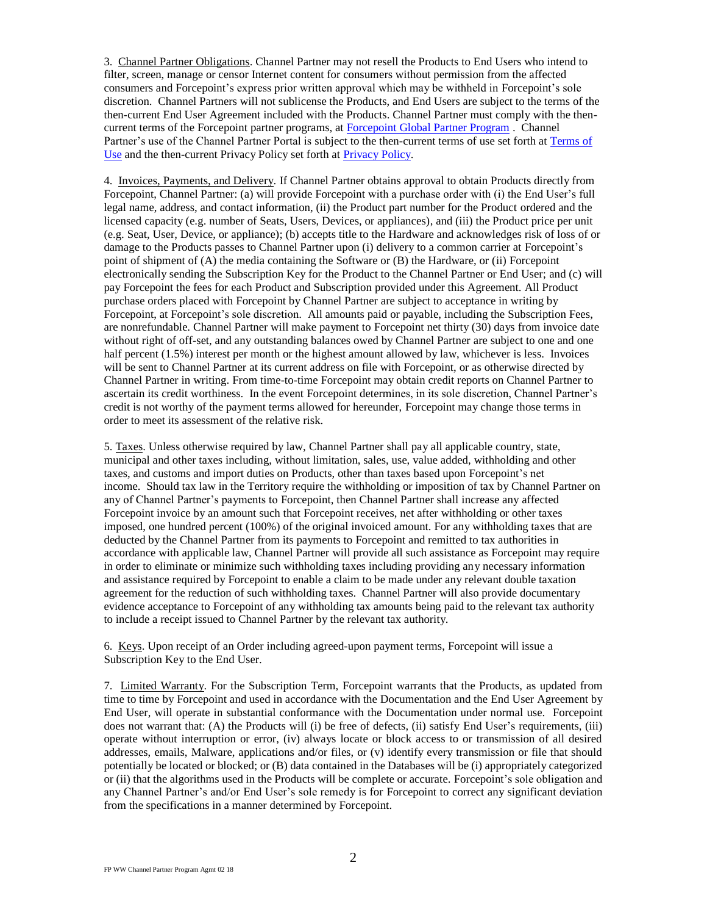3. Channel Partner Obligations. Channel Partner may not resell the Products to End Users who intend to filter, screen, manage or censor Internet content for consumers without permission from the affected consumers and Forcepoint's express prior written approval which may be withheld in Forcepoint's sole discretion. Channel Partners will not sublicense the Products, and End Users are subject to the terms of the then-current End User Agreement included with the Products. Channel Partner must comply with the then-current terms of the Forcepoint partner programs, at [Forcepoint Global Partner Program](). Channel Partner's use of the Channel Partner Portal is subject to the then-current terms of use set forth at [Terms of Use]() and the then-current Privacy Policy set forth at [Privacy Policy]().

4. Invoices, Payments, and Delivery. If Channel Partner obtains approval to obtain Products directly from Forcepoint, Channel Partner: (a) will provide Forcepoint with a purchase order with (i) the End User's full legal name, address, and contact information, (ii) the Product part number for the Product ordered and the licensed capacity (e.g. number of Seats, Users, Devices, or appliances), and (iii) the Product price per unit (e.g. Seat, User, Device, or appliance); (b) accepts title to the Hardware and acknowledges risk of loss of or damage to the Products passes to Channel Partner upon (i) delivery to a common carrier at Forcepoint's point of shipment of (A) the media containing the Software or (B) the Hardware, or (ii) Forcepoint electronically sending the Subscription Key for the Product to the Channel Partner or End User; and (c) will pay Forcepoint the fees for each Product and Subscription provided under this Agreement. All Product purchase orders placed with Forcepoint by Channel Partner are subject to acceptance in writing by Forcepoint, at Forcepoint's sole discretion. All amounts paid or payable, including the Subscription Fees, are nonrefundable. Channel Partner will make payment to Forcepoint net thirty (30) days from invoice date without right of off-set, and any outstanding balances owed by Channel Partner are subject to one and one half percent (1.5%) interest per month or the highest amount allowed by law, whichever is less. Invoices will be sent to Channel Partner at its current address on file with Forcepoint, or as otherwise directed by Channel Partner in writing. From time-to-time Forcepoint may obtain credit reports on Channel Partner to ascertain its credit worthiness. In the event Forcepoint determines, in its sole discretion, Channel Partner's credit is not worthy of the payment terms allowed for hereunder, Forcepoint may change those terms in order to meet its assessment of the relative risk.

5. Taxes. Unless otherwise required by law, Channel Partner shall pay all applicable country, state, municipal and other taxes including, without limitation, sales, use, value added, withholding and other taxes, and customs and import duties on Products, other than taxes based upon Forcepoint's net income. Should tax law in the Territory require the withholding or imposition of tax by Channel Partner on any of Channel Partner's payments to Forcepoint, then Channel Partner shall increase any affected Forcepoint invoice by an amount such that Forcepoint receives, net after withholding or other taxes imposed, one hundred percent (100%) of the original invoiced amount. For any withholding taxes that are deducted by the Channel Partner from its payments to Forcepoint and remitted to tax authorities in accordance with applicable law, Channel Partner will provide all such assistance as Forcepoint may require in order to eliminate or minimize such withholding taxes including providing any necessary information and assistance required by Forcepoint to enable a claim to be made under any relevant double taxation agreement for the reduction of such withholding taxes. Channel Partner will also provide documentary evidence acceptance to Forcepoint of any withholding tax amounts being paid to the relevant tax authority to include a receipt issued to Channel Partner by the relevant tax authority.

6. Keys. Upon receipt of an Order including agreed-upon payment terms, Forcepoint will issue a Subscription Key to the End User.

7. Limited Warranty. For the Subscription Term, Forcepoint warrants that the Products, as updated from time to time by Forcepoint and used in accordance with the Documentation and the End User Agreement by End User, will operate in substantial conformance with the Documentation under normal use. Forcepoint does not warrant that: (A) the Products will (i) be free of defects, (ii) satisfy End User's requirements, (iii) operate without interruption or error, (iv) always locate or block access to or transmission of all desired addresses, emails, Malware, applications and/or files, or (v) identify every transmission or file that should potentially be located or blocked; or (B) data contained in the Databases will be (i) appropriately categorized or (ii) that the algorithms used in the Products will be complete or accurate. Forcepoint's sole obligation and any Channel Partner's and/or End User's sole remedy is for Forcepoint to correct any significant deviation from the specifications in a manner determined by Forcepoint.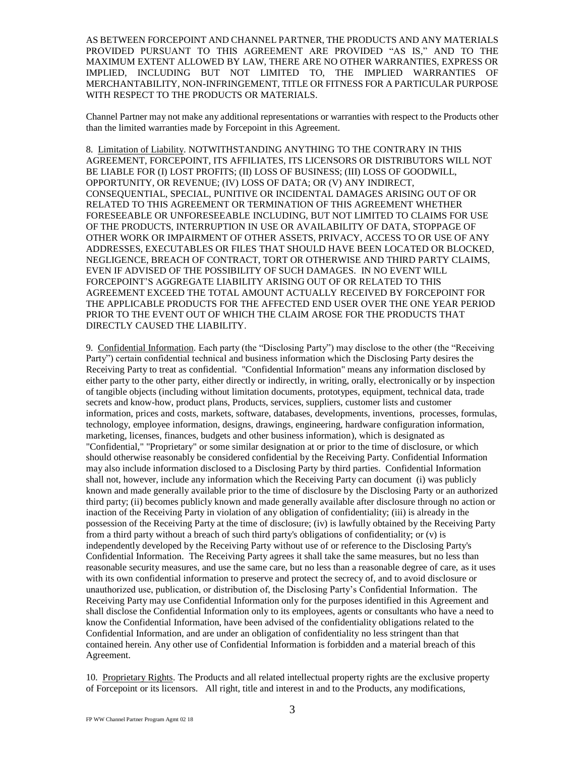AS BETWEEN FORCEPOINT AND CHANNEL PARTNER, THE PRODUCTS AND ANY MATERIALS PROVIDED PURSUANT TO THIS AGREEMENT ARE PROVIDED "AS IS," AND TO THE MAXIMUM EXTENT ALLOWED BY LAW, THERE ARE NO OTHER WARRANTIES, EXPRESS OR IMPLIED, INCLUDING BUT NOT LIMITED TO, THE IMPLIED WARRANTIES OF MERCHANTABILITY, NON-INFRINGEMENT, TITLE OR FITNESS FOR A PARTICULAR PURPOSE WITH RESPECT TO THE PRODUCTS OR MATERIALS.

Channel Partner may not make any additional representations or warranties with respect to the Products other than the limited warranties made by Forcepoint in this Agreement.

8. Limitation of Liability. NOTWITHSTANDING ANYTHING TO THE CONTRARY IN THIS AGREEMENT, FORCEPOINT, ITS AFFILIATES, ITS LICENSORS OR DISTRIBUTORS WILL NOT BE LIABLE FOR (I) LOST PROFITS; (II) LOSS OF BUSINESS; (III) LOSS OF GOODWILL, OPPORTUNITY, OR REVENUE; (IV) LOSS OF DATA; OR (V) ANY INDIRECT, CONSEQUENTIAL, SPECIAL, PUNITIVE OR INCIDENTAL DAMAGES ARISING OUT OF OR RELATED TO THIS AGREEMENT OR TERMINATION OF THIS AGREEMENT WHETHER FORESEEABLE OR UNFORESEEABLE INCLUDING, BUT NOT LIMITED TO CLAIMS FOR USE OF THE PRODUCTS, INTERRUPTION IN USE OR AVAILABILITY OF DATA, STOPPAGE OF OTHER WORK OR IMPAIRMENT OF OTHER ASSETS, PRIVACY, ACCESS TO OR USE OF ANY ADDRESSES, EXECUTABLES OR FILES THAT SHOULD HAVE BEEN LOCATED OR BLOCKED, NEGLIGENCE, BREACH OF CONTRACT, TORT OR OTHERWISE AND THIRD PARTY CLAIMS, EVEN IF ADVISED OF THE POSSIBILITY OF SUCH DAMAGES. IN NO EVENT WILL FORCEPOINT'S AGGREGATE LIABILITY ARISING OUT OF OR RELATED TO THIS AGREEMENT EXCEED THE TOTAL AMOUNT ACTUALLY RECEIVED BY FORCEPOINT FOR THE APPLICABLE PRODUCTS FOR THE AFFECTED END USER OVER THE ONE YEAR PERIOD PRIOR TO THE EVENT OUT OF WHICH THE CLAIM AROSE FOR THE PRODUCTS THAT DIRECTLY CAUSED THE LIABILITY.

9. Confidential Information. Each party (the "Disclosing Party") may disclose to the other (the "Receiving Party") certain confidential technical and business information which the Disclosing Party desires the Receiving Party to treat as confidential. "Confidential Information" means any information disclosed by either party to the other party, either directly or indirectly, in writing, orally, electronically or by inspection of tangible objects (including without limitation documents, prototypes, equipment, technical data, trade secrets and know-how, product plans, Products, services, suppliers, customer lists and customer information, prices and costs, markets, software, databases, developments, inventions, processes, formulas, technology, employee information, designs, drawings, engineering, hardware configuration information, marketing, licenses, finances, budgets and other business information), which is designated as "Confidential," "Proprietary" or some similar designation at or prior to the time of disclosure, or which should otherwise reasonably be considered confidential by the Receiving Party. Confidential Information may also include information disclosed to a Disclosing Party by third parties. Confidential Information shall not, however, include any information which the Receiving Party can document (i) was publicly known and made generally available prior to the time of disclosure by the Disclosing Party or an authorized third party; (ii) becomes publicly known and made generally available after disclosure through no action or inaction of the Receiving Party in violation of any obligation of confidentiality; (iii) is already in the possession of the Receiving Party at the time of disclosure; (iv) is lawfully obtained by the Receiving Party from a third party without a breach of such third party's obligations of confidentiality; or (v) is independently developed by the Receiving Party without use of or reference to the Disclosing Party's Confidential Information. The Receiving Party agrees it shall take the same measures, but no less than reasonable security measures, and use the same care, but no less than a reasonable degree of care, as it uses with its own confidential information to preserve and protect the secrecy of, and to avoid disclosure or unauthorized use, publication, or distribution of, the Disclosing Party's Confidential Information. The Receiving Party may use Confidential Information only for the purposes identified in this Agreement and shall disclose the Confidential Information only to its employees, agents or consultants who have a need to know the Confidential Information, have been advised of the confidentiality obligations related to the Confidential Information, and are under an obligation of confidentiality no less stringent than that contained herein. Any other use of Confidential Information is forbidden and a material breach of this Agreement.

10. Proprietary Rights. The Products and all related intellectual property rights are the exclusive property of Forcepoint or its licensors. All right, title and interest in and to the Products, any modifications,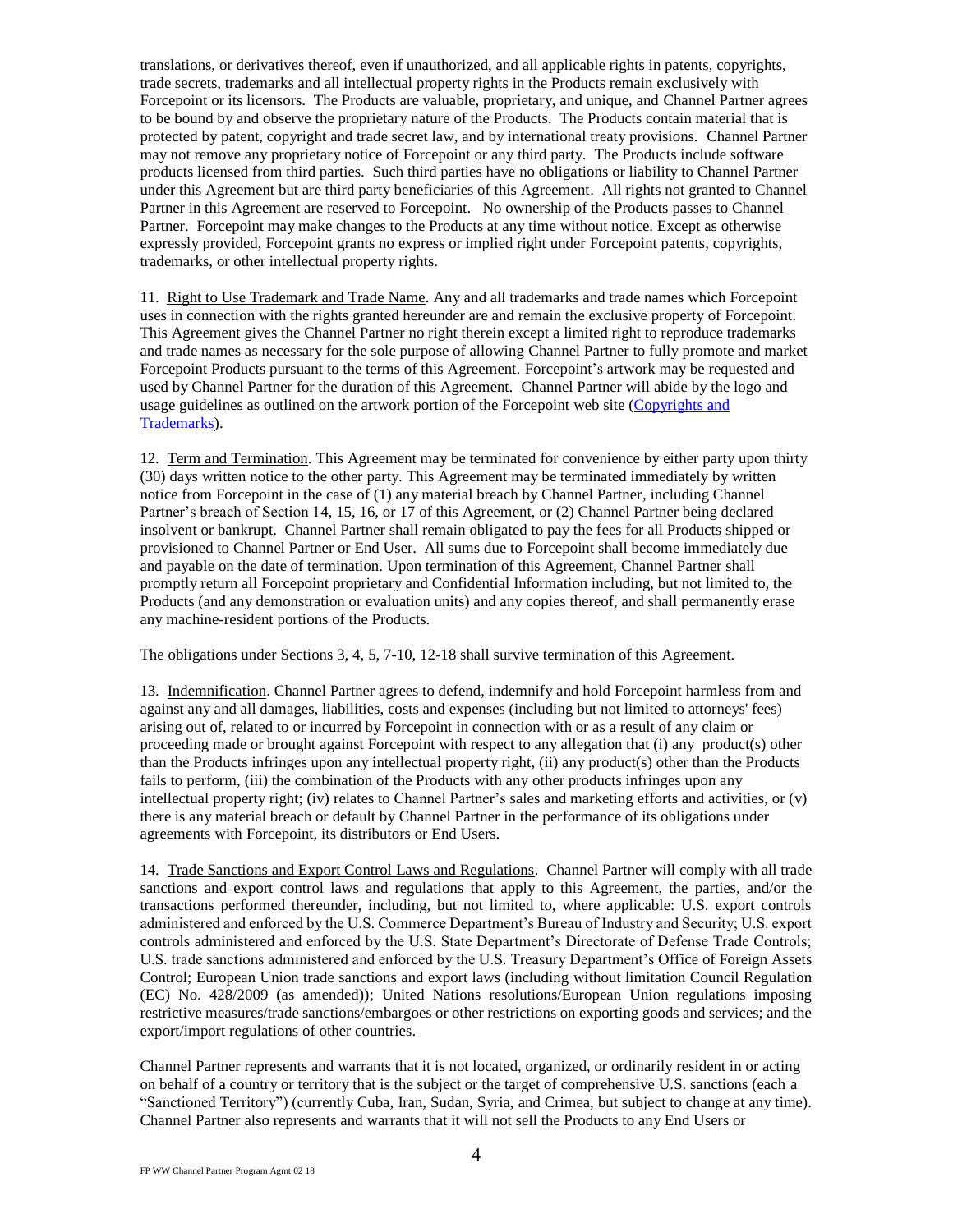translations, or derivatives thereof, even if unauthorized, and all applicable rights in patents, copyrights, trade secrets, trademarks and all intellectual property rights in the Products remain exclusively with Forcepoint or its licensors. The Products are valuable, proprietary, and unique, and Channel Partner agrees to be bound by and observe the proprietary nature of the Products. The Products contain material that is protected by patent, copyright and trade secret law, and by international treaty provisions. Channel Partner may not remove any proprietary notice of Forcepoint or any third party. The Products include software products licensed from third parties. Such third parties have no obligations or liability to Channel Partner under this Agreement but are third party beneficiaries of this Agreement. All rights not granted to Channel Partner in this Agreement are reserved to Forcepoint. No ownership of the Products passes to Channel Partner. Forcepoint may make changes to the Products at any time without notice. Except as otherwise expressly provided, Forcepoint grants no express or implied right under Forcepoint patents, copyrights, trademarks, or other intellectual property rights.

11. Right to Use Trademark and Trade Name. Any and all trademarks and trade names which Forcepoint uses in connection with the rights granted hereunder are and remain the exclusive property of Forcepoint. This Agreement gives the Channel Partner no right therein except a limited right to reproduce trademarks and trade names as necessary for the sole purpose of allowing Channel Partner to fully promote and market Forcepoint Products pursuant to the terms of this Agreement. Forcepoint's artwork may be requested and used by Channel Partner for the duration of this Agreement. Channel Partner will abide by the logo and usage guidelines as outlined on the artwork portion of the Forcepoint web site (Copyrights and Trademarks).

12. Term and Termination. This Agreement may be terminated for convenience by either party upon thirty (30) days written notice to the other party. This Agreement may be terminated immediately by written notice from Forcepoint in the case of (1) any material breach by Channel Partner, including Channel Partner's breach of Section 14, 15, 16, or 17 of this Agreement, or (2) Channel Partner being declared insolvent or bankrupt. Channel Partner shall remain obligated to pay the fees for all Products shipped or provisioned to Channel Partner or End User. All sums due to Forcepoint shall become immediately due and payable on the date of termination. Upon termination of this Agreement, Channel Partner shall promptly return all Forcepoint proprietary and Confidential Information including, but not limited to, the Products (and any demonstration or evaluation units) and any copies thereof, and shall permanently erase any machine-resident portions of the Products.

The obligations under Sections 3, 4, 5, 7-10, 12-18 shall survive termination of this Agreement.

13. Indemnification. Channel Partner agrees to defend, indemnify and hold Forcepoint harmless from and against any and all damages, liabilities, costs and expenses (including but not limited to attorneys' fees) arising out of, related to or incurred by Forcepoint in connection with or as a result of any claim or proceeding made or brought against Forcepoint with respect to any allegation that (i) any product(s) other than the Products infringes upon any intellectual property right, (ii) any product(s) other than the Products fails to perform, (iii) the combination of the Products with any other products infringes upon any intellectual property right; (iv) relates to Channel Partner's sales and marketing efforts and activities, or (v) there is any material breach or default by Channel Partner in the performance of its obligations under agreements with Forcepoint, its distributors or End Users.

14. Trade Sanctions and Export Control Laws and Regulations. Channel Partner will comply with all trade sanctions and export control laws and regulations that apply to this Agreement, the parties, and/or the transactions performed thereunder, including, but not limited to, where applicable: U.S. export controls administered and enforced by the U.S. Commerce Department's Bureau of Industry and Security; U.S. export controls administered and enforced by the U.S. State Department's Directorate of Defense Trade Controls; U.S. trade sanctions administered and enforced by the U.S. Treasury Department's Office of Foreign Assets Control; European Union trade sanctions and export laws (including without limitation Council Regulation (EC) No. 428/2009 (as amended)); United Nations resolutions/European Union regulations imposing restrictive measures/trade sanctions/embargoes or other restrictions on exporting goods and services; and the export/import regulations of other countries.

Channel Partner represents and warrants that it is not located, organized, or ordinarily resident in or acting on behalf of a country or territory that is the subject or the target of comprehensive U.S. sanctions (each a "Sanctioned Territory") (currently Cuba, Iran, Sudan, Syria, and Crimea, but subject to change at any time). Channel Partner also represents and warrants that it will not sell the Products to any End Users or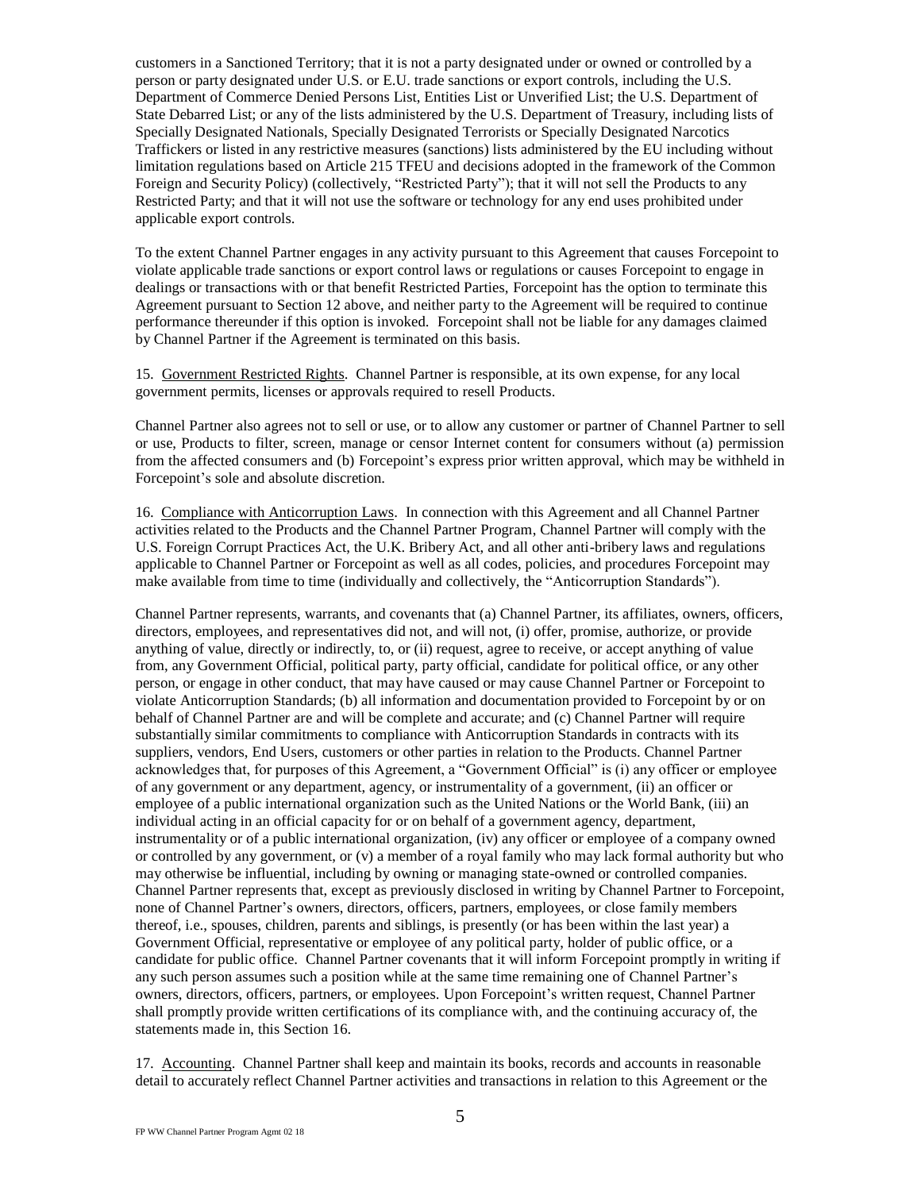customers in a Sanctioned Territory; that it is not a party designated under or owned or controlled by a person or party designated under U.S. or E.U. trade sanctions or export controls, including the U.S. Department of Commerce Denied Persons List, Entities List or Unverified List; the U.S. Department of State Debarred List; or any of the lists administered by the U.S. Department of Treasury, including lists of Specially Designated Nationals, Specially Designated Terrorists or Specially Designated Narcotics Traffickers or listed in any restrictive measures (sanctions) lists administered by the EU including without limitation regulations based on Article 215 TFEU and decisions adopted in the framework of the Common Foreign and Security Policy) (collectively, "Restricted Party"); that it will not sell the Products to any Restricted Party; and that it will not use the software or technology for any end uses prohibited under applicable export controls.

To the extent Channel Partner engages in any activity pursuant to this Agreement that causes Forcepoint to violate applicable trade sanctions or export control laws or regulations or causes Forcepoint to engage in dealings or transactions with or that benefit Restricted Parties, Forcepoint has the option to terminate this Agreement pursuant to Section 12 above, and neither party to the Agreement will be required to continue performance thereunder if this option is invoked. Forcepoint shall not be liable for any damages claimed by Channel Partner if the Agreement is terminated on this basis.

15. Government Restricted Rights. Channel Partner is responsible, at its own expense, for any local government permits, licenses or approvals required to resell Products.

Channel Partner also agrees not to sell or use, or to allow any customer or partner of Channel Partner to sell or use, Products to filter, screen, manage or censor Internet content for consumers without (a) permission from the affected consumers and (b) Forcepoint's express prior written approval, which may be withheld in Forcepoint's sole and absolute discretion.

16. Compliance with Anticorruption Laws. In connection with this Agreement and all Channel Partner activities related to the Products and the Channel Partner Program, Channel Partner will comply with the U.S. Foreign Corrupt Practices Act, the U.K. Bribery Act, and all other anti-bribery laws and regulations applicable to Channel Partner or Forcepoint as well as all codes, policies, and procedures Forcepoint may make available from time to time (individually and collectively, the "Anticorruption Standards").

Channel Partner represents, warrants, and covenants that (a) Channel Partner, its affiliates, owners, officers, directors, employees, and representatives did not, and will not, (i) offer, promise, authorize, or provide anything of value, directly or indirectly, to, or (ii) request, agree to receive, or accept anything of value from, any Government Official, political party, party official, candidate for political office, or any other person, or engage in other conduct, that may have caused or may cause Channel Partner or Forcepoint to violate Anticorruption Standards; (b) all information and documentation provided to Forcepoint by or on behalf of Channel Partner are and will be complete and accurate; and (c) Channel Partner will require substantially similar commitments to compliance with Anticorruption Standards in contracts with its suppliers, vendors, End Users, customers or other parties in relation to the Products. Channel Partner acknowledges that, for purposes of this Agreement, a "Government Official" is (i) any officer or employee of any government or any department, agency, or instrumentality of a government, (ii) an officer or employee of a public international organization such as the United Nations or the World Bank, (iii) an individual acting in an official capacity for or on behalf of a government agency, department, instrumentality or of a public international organization, (iv) any officer or employee of a company owned or controlled by any government, or (v) a member of a royal family who may lack formal authority but who may otherwise be influential, including by owning or managing state-owned or controlled companies. Channel Partner represents that, except as previously disclosed in writing by Channel Partner to Forcepoint, none of Channel Partner's owners, directors, officers, partners, employees, or close family members thereof, i.e., spouses, children, parents and siblings, is presently (or has been within the last year) a Government Official, representative or employee of any political party, holder of public office, or a candidate for public office. Channel Partner covenants that it will inform Forcepoint promptly in writing if any such person assumes such a position while at the same time remaining one of Channel Partner's owners, directors, officers, partners, or employees. Upon Forcepoint's written request, Channel Partner shall promptly provide written certifications of its compliance with, and the continuing accuracy of, the statements made in, this Section 16.

17. Accounting. Channel Partner shall keep and maintain its books, records and accounts in reasonable detail to accurately reflect Channel Partner activities and transactions in relation to this Agreement or the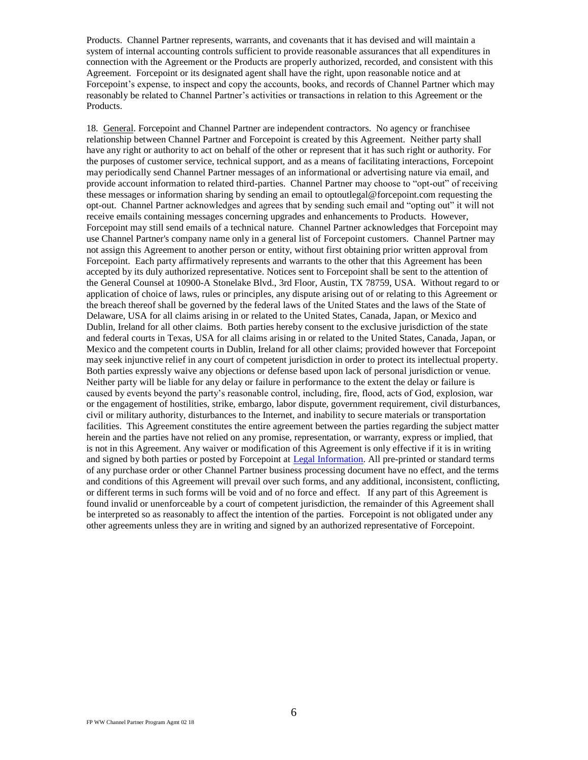Products. Channel Partner represents, warrants, and covenants that it has devised and will maintain a system of internal accounting controls sufficient to provide reasonable assurances that all expenditures in connection with the Agreement or the Products are properly authorized, recorded, and consistent with this Agreement. Forcepoint or its designated agent shall have the right, upon reasonable notice and at Forcepoint's expense, to inspect and copy the accounts, books, and records of Channel Partner which may reasonably be related to Channel Partner's activities or transactions in relation to this Agreement or the Products.

18. General. Forcepoint and Channel Partner are independent contractors. No agency or franchisee relationship between Channel Partner and Forcepoint is created by this Agreement. Neither party shall have any right or authority to act on behalf of the other or represent that it has such right or authority. For the purposes of customer service, technical support, and as a means of facilitating interactions, Forcepoint may periodically send Channel Partner messages of an informational or advertising nature via email, and provide account information to related third-parties. Channel Partner may choose to "opt-out" of receiving these messages or information sharing by sending an email to optoutlegal@forcepoint.com requesting the opt-out. Channel Partner acknowledges and agrees that by sending such email and "opting out" it will not receive emails containing messages concerning upgrades and enhancements to Products. However, Forcepoint may still send emails of a technical nature. Channel Partner acknowledges that Forcepoint may use Channel Partner's company name only in a general list of Forcepoint customers. Channel Partner may not assign this Agreement to another person or entity, without first obtaining prior written approval from Forcepoint. Each party affirmatively represents and warrants to the other that this Agreement has been accepted by its duly authorized representative. Notices sent to Forcepoint shall be sent to the attention of the General Counsel at 10900-A Stonelake Blvd., 3rd Floor, Austin, TX 78759, USA. Without regard to or application of choice of laws, rules or principles, any dispute arising out of or relating to this Agreement or the breach thereof shall be governed by the federal laws of the United States and the laws of the State of Delaware, USA for all claims arising in or related to the United States, Canada, Japan, or Mexico and Dublin, Ireland for all other claims. Both parties hereby consent to the exclusive jurisdiction of the state and federal courts in Texas, USA for all claims arising in or related to the United States, Canada, Japan, or Mexico and the competent courts in Dublin, Ireland for all other claims; provided however that Forcepoint may seek injunctive relief in any court of competent jurisdiction in order to protect its intellectual property. Both parties expressly waive any objections or defense based upon lack of personal jurisdiction or venue. Neither party will be liable for any delay or failure in performance to the extent the delay or failure is caused by events beyond the party's reasonable control, including, fire, flood, acts of God, explosion, war or the engagement of hostilities, strike, embargo, labor dispute, government requirement, civil disturbances, civil or military authority, disturbances to the Internet, and inability to secure materials or transportation facilities. This Agreement constitutes the entire agreement between the parties regarding the subject matter herein and the parties have not relied on any promise, representation, or warranty, express or implied, that is not in this Agreement. Any waiver or modification of this Agreement is only effective if it is in writing and signed by both parties or posted by Forcepoint at Legal Information. All pre-printed or standard terms of any purchase order or other Channel Partner business processing document have no effect, and the terms and conditions of this Agreement will prevail over such forms, and any additional, inconsistent, conflicting, or different terms in such forms will be void and of no force and effect. If any part of this Agreement is found invalid or unenforceable by a court of competent jurisdiction, the remainder of this Agreement shall be interpreted so as reasonably to affect the intention of the parties. Forcepoint is not obligated under any other agreements unless they are in writing and signed by an authorized representative of Forcepoint.